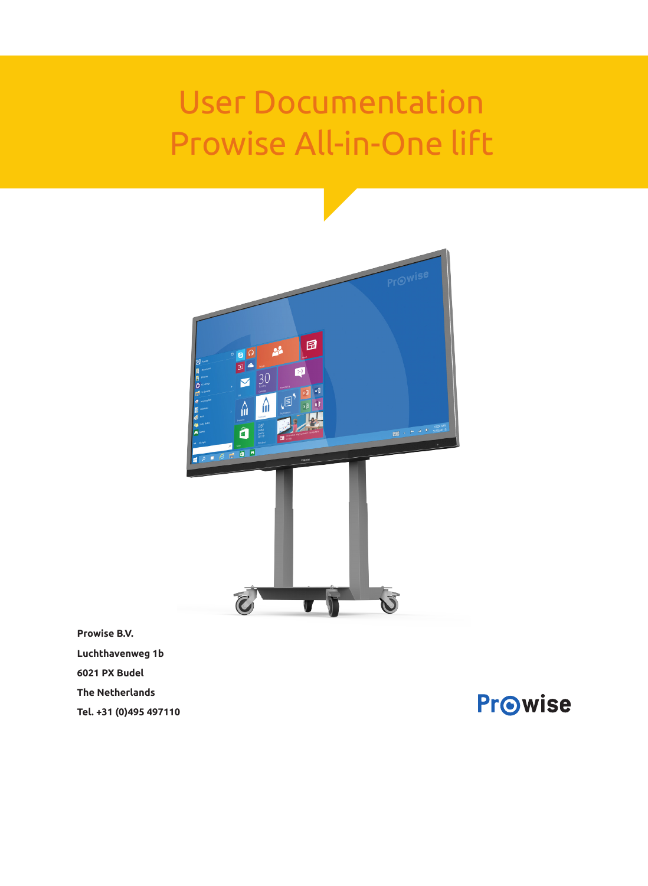# User Documentation
# Prowise All-in-One lift

**Prowise B.V.**

**Luchthavenweg 1b**

**6021 PX Budel**

**The Netherlands**

**Tel. +31 (0)495 497110**

Prowise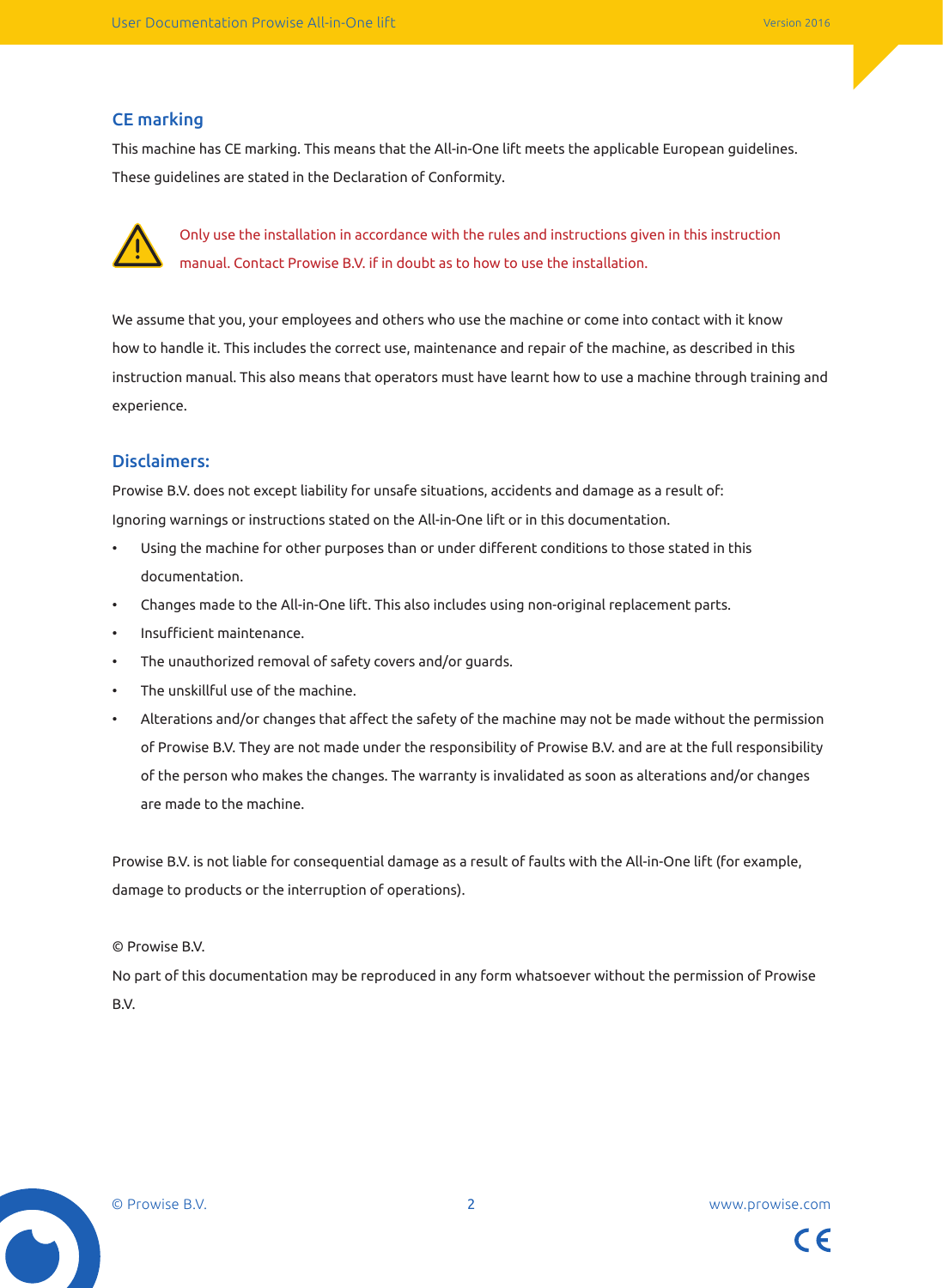## CE marking

This machine has CE marking. This means that the All-in-One lift meets the applicable European guidelines. These guidelines are stated in the Declaration of Conformity.

Only use the installation in accordance with the rules and instructions given in this instruction manual. Contact Prowise B.V. if in doubt as to how to use the installation.

We assume that you, your employees and others who use the machine or come into contact with it know how to handle it. This includes the correct use, maintenance and repair of the machine, as described in this instruction manual. This also means that operators must have learnt how to use a machine through training and experience.

## Disclaimers:

Prowise B.V. does not except liability for unsafe situations, accidents and damage as a result of:
Ignoring warnings or instructions stated on the All-in-One lift or in this documentation.

- Using the machine for other purposes than or under different conditions to those stated in this documentation.
- Changes made to the All-in-One lift. This also includes using non-original replacement parts.
- Insufficient maintenance.
- The unauthorized removal of safety covers and/or guards.
- The unskillful use of the machine.
- Alterations and/or changes that affect the safety of the machine may not be made without the permission of Prowise B.V. They are not made under the responsibility of Prowise B.V. and are at the full responsibility of the person who makes the changes. The warranty is invalidated as soon as alterations and/or changes are made to the machine.

Prowise B.V. is not liable for consequential damage as a result of faults with the All-in-One lift (for example, damage to products or the interruption of operations).

© Prowise B.V.
No part of this documentation may be reproduced in any form whatsoever without the permission of Prowise B.V.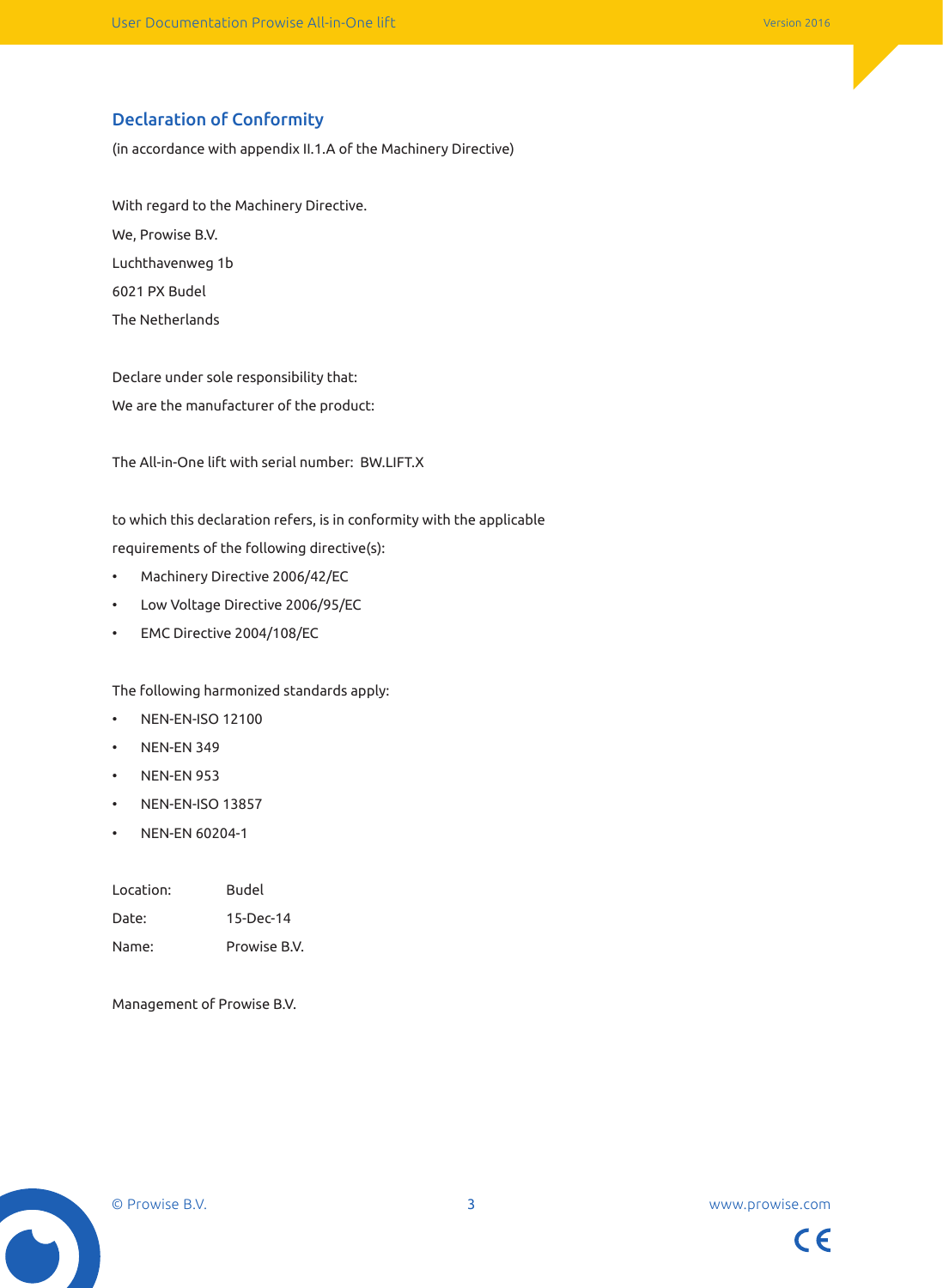## Declaration of Conformity

(in accordance with appendix II.1.A of the Machinery Directive)

With regard to the Machinery Directive.

We, Prowise B.V.

Luchthavenweg 1b

6021 PX Budel

The Netherlands

Declare under sole responsibility that:

We are the manufacturer of the product:

The All-in-One lift with serial number: BW.LIFT.X

to which this declaration refers, is in conformity with the applicable requirements of the following directive(s):

- Machinery Directive 2006/42/EC
- Low Voltage Directive 2006/95/EC
- EMC Directive 2004/108/EC

The following harmonized standards apply:

- NEN-EN-ISO 12100
- NEN-EN 349
- NEN-EN 953
- NEN-EN-ISO 13857
- NEN-EN 60204-1

Location: Budel

Date: 15-Dec-14

Name: Prowise B.V.

Management of Prowise B.V.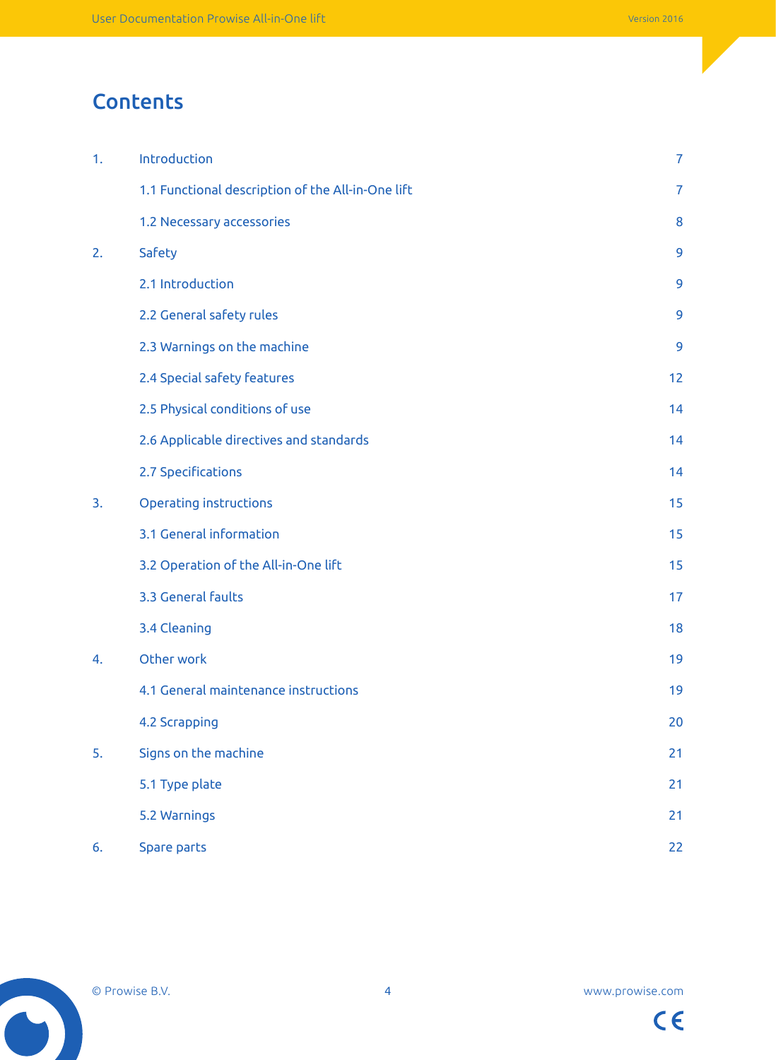# Contents

| | | |
|---|---|---|
| 1. | Introduction | 7 |
| | 1.1 Functional description of the All-in-One lift | 7 |
| | 1.2 Necessary accessories | 8 |
| 2. | Safety | 9 |
| | 2.1 Introduction | 9 |
| | 2.2 General safety rules | 9 |
| | 2.3 Warnings on the machine | 9 |
| | 2.4 Special safety features | 12 |
| | 2.5 Physical conditions of use | 14 |
| | 2.6 Applicable directives and standards | 14 |
| | 2.7 Specifications | 14 |
| 3. | Operating instructions | 15 |
| | 3.1 General information | 15 |
| | 3.2 Operation of the All-in-One lift | 15 |
| | 3.3 General faults | 17 |
| | 3.4 Cleaning | 18 |
| 4. | Other work | 19 |
| | 4.1 General maintenance instructions | 19 |
| | 4.2 Scrapping | 20 |
| 5. | Signs on the machine | 21 |
| | 5.1 Type plate | 21 |
| | 5.2 Warnings | 21 |
| 6. | Spare parts | 22 |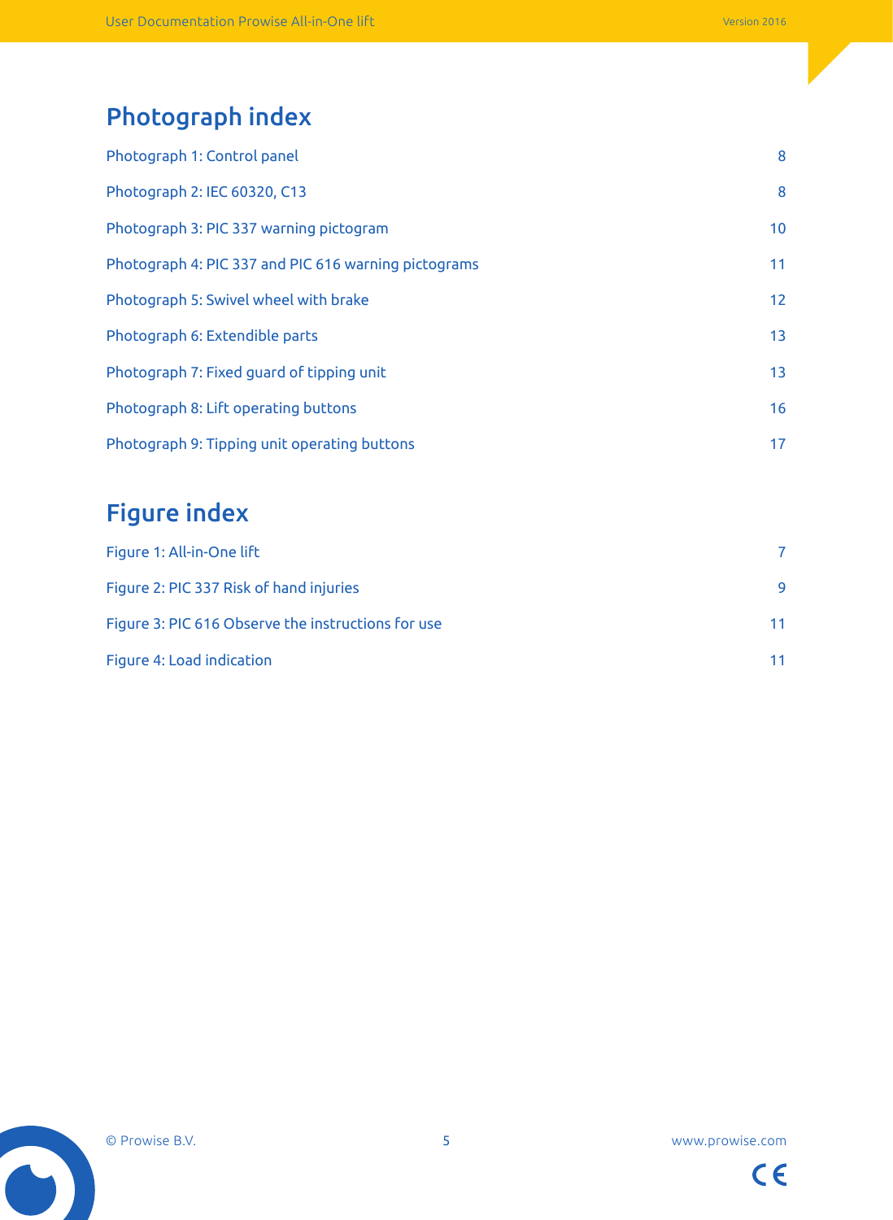# Photograph index

| | |
|---|---|
| Photograph 1: Control panel | 8 |
| Photograph 2: IEC 60320, C13 | 8 |
| Photograph 3: PIC 337 warning pictogram | 10 |
| Photograph 4: PIC 337 and PIC 616 warning pictograms | 11 |
| Photograph 5: Swivel wheel with brake | 12 |
| Photograph 6: Extendible parts | 13 |
| Photograph 7: Fixed guard of tipping unit | 13 |
| Photograph 8: Lift operating buttons | 16 |
| Photograph 9: Tipping unit operating buttons | 17 |

# Figure index

| | |
|---|---|
| Figure 1: All-in-One lift | 7 |
| Figure 2: PIC 337 Risk of hand injuries | 9 |
| Figure 3: PIC 616 Observe the instructions for use | 11 |
| Figure 4: Load indication | 11 |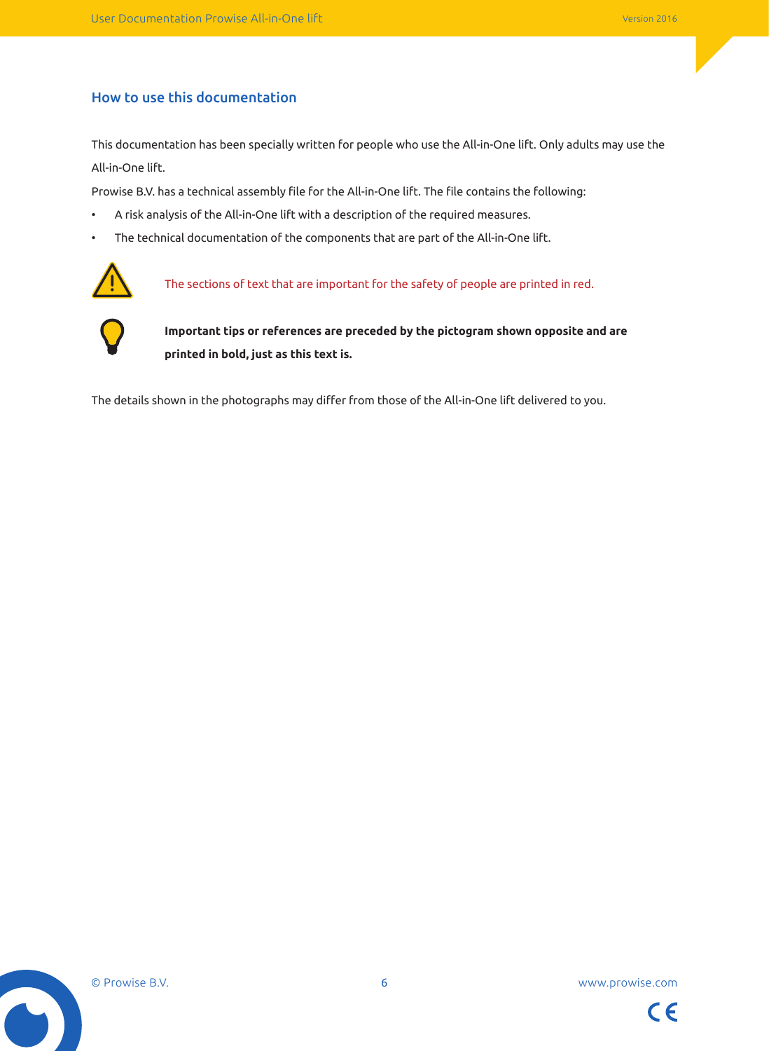## How to use this documentation

This documentation has been specially written for people who use the All-in-One lift. Only adults may use the All-in-One lift.

Prowise B.V. has a technical assembly file for the All-in-One lift. The file contains the following:

- A risk analysis of the All-in-One lift with a description of the required measures.
- The technical documentation of the components that are part of the All-in-One lift.

The sections of text that are important for the safety of people are printed in red.

**Important tips or references are preceded by the pictogram shown opposite and are printed in bold, just as this text is.**

The details shown in the photographs may differ from those of the All-in-One lift delivered to you.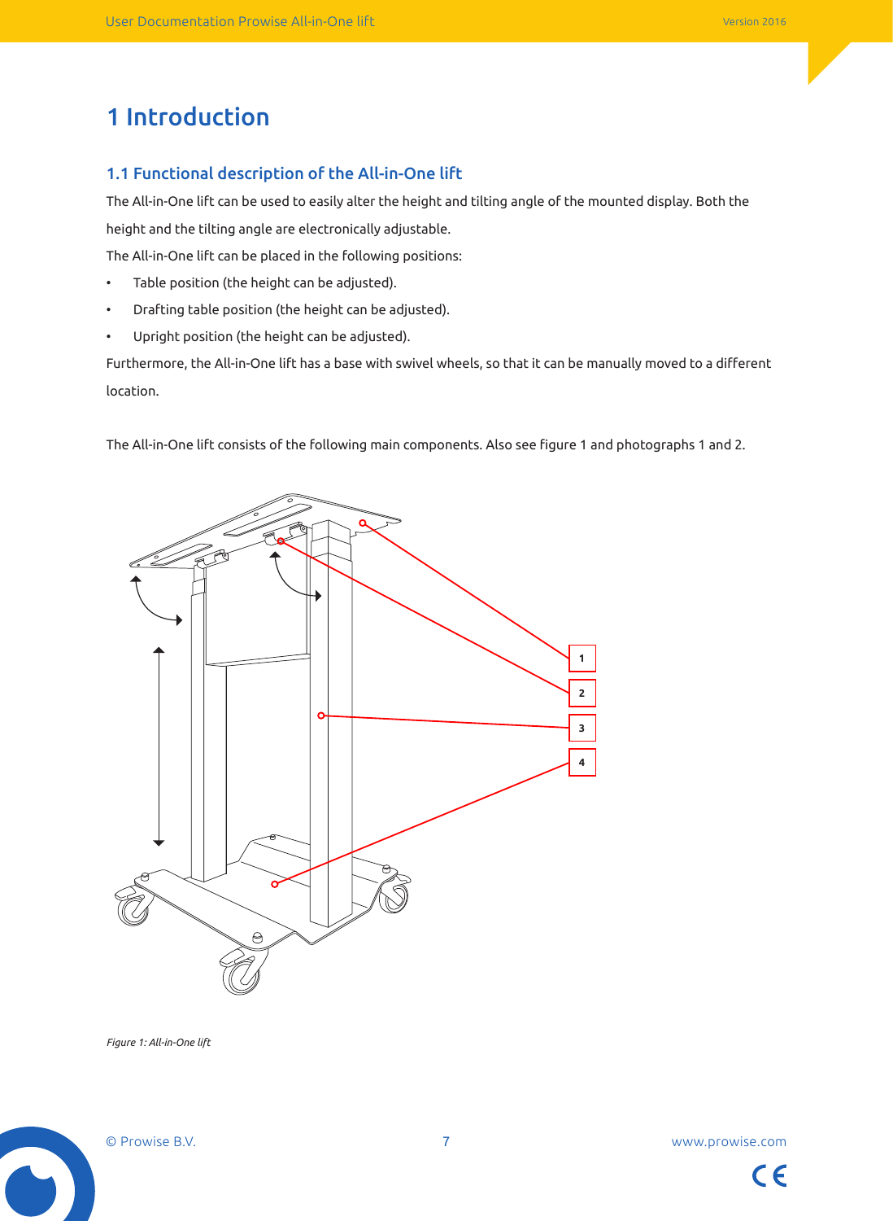# 1 Introduction

## 1.1 Functional description of the All-in-One lift

The All-in-One lift can be used to easily alter the height and tilting angle of the mounted display. Both the height and the tilting angle are electronically adjustable.

The All-in-One lift can be placed in the following positions:

- Table position (the height can be adjusted).
- Drafting table position (the height can be adjusted).
- Upright position (the height can be adjusted).

Furthermore, the All-in-One lift has a base with swivel wheels, so that it can be manually moved to a different location.

The All-in-One lift consists of the following main components. Also see figure 1 and photographs 1 and 2.

*Figure 1: All-in-One lift*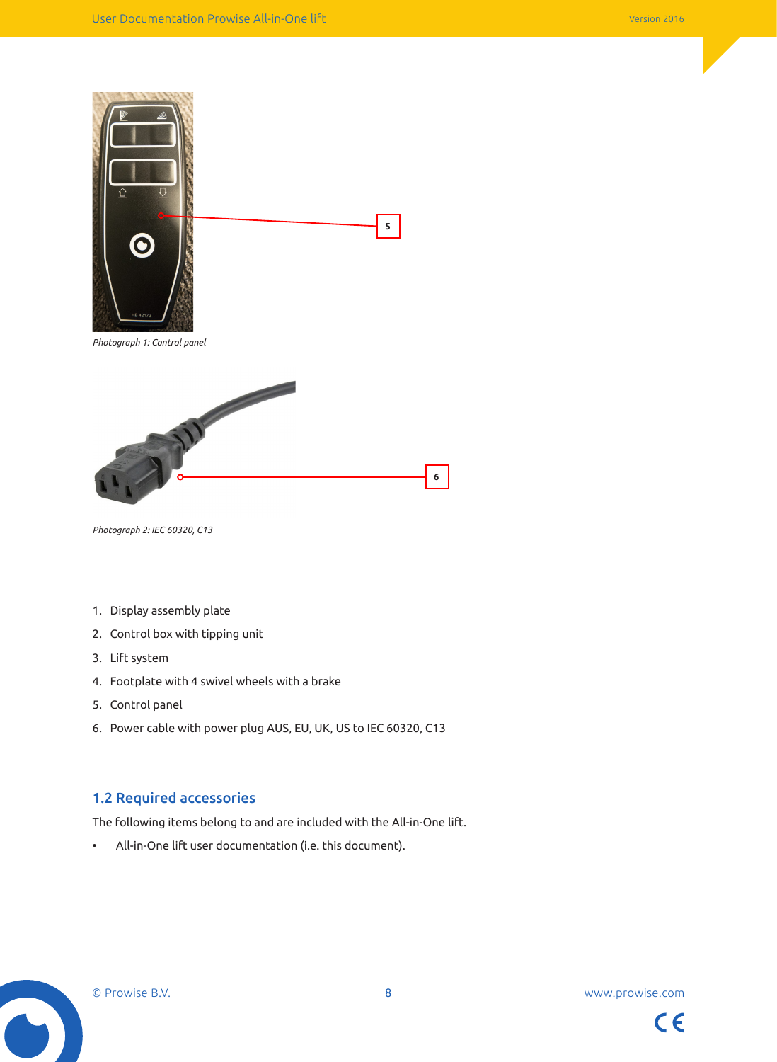*Photograph 1: Control panel*

*Photograph 2: IEC 60320, C13*

1. Display assembly plate
2. Control box with tipping unit
3. Lift system
4. Footplate with 4 swivel wheels with a brake
5. Control panel
6. Power cable with power plug AUS, EU, UK, US to IEC 60320, C13

## 1.2 Required accessories

The following items belong to and are included with the All-in-One lift.

- All-in-One lift user documentation (i.e. this document).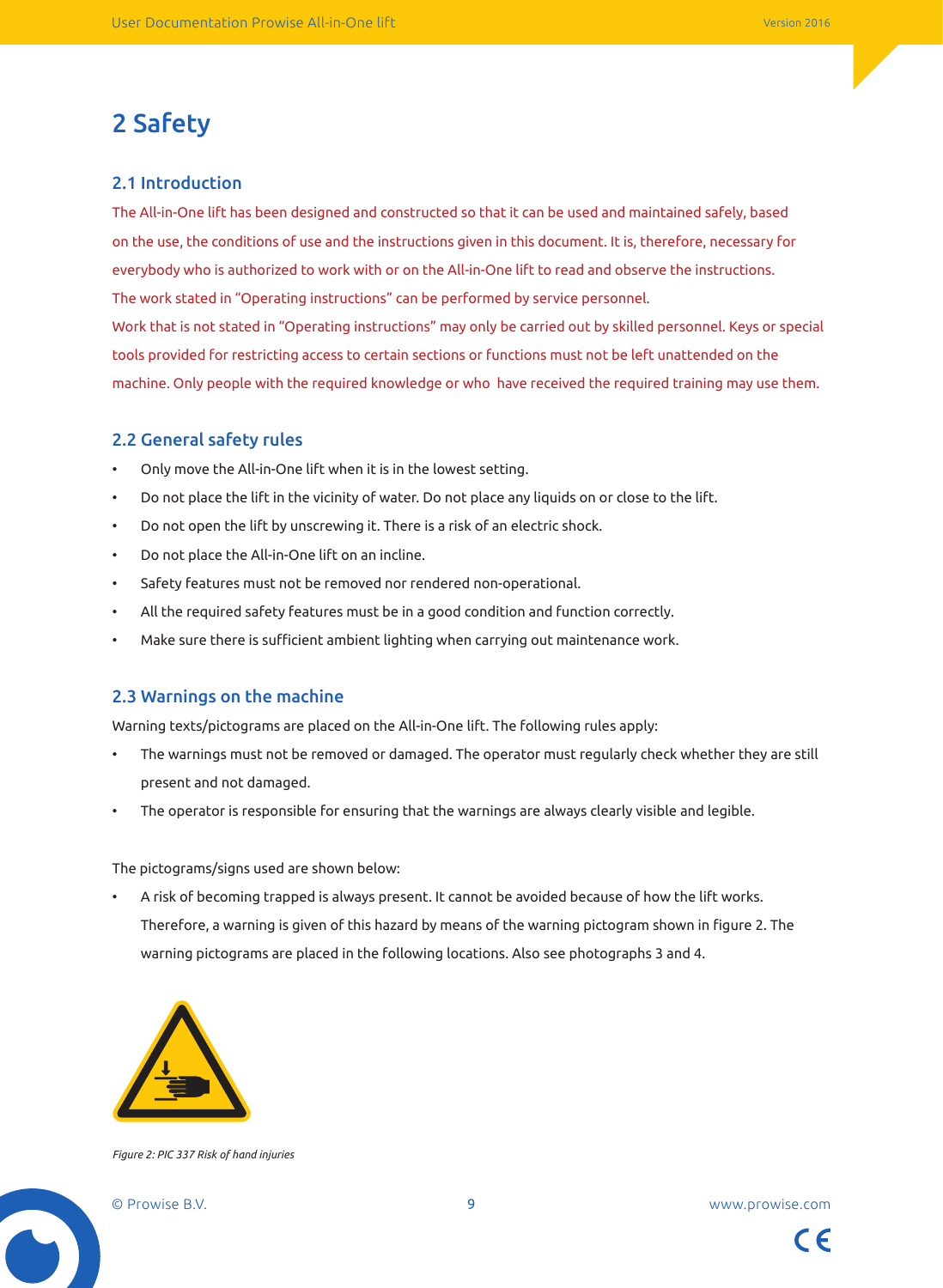# 2 Safety

## 2.1 Introduction

The All-in-One lift has been designed and constructed so that it can be used and maintained safely, based on the use, the conditions of use and the instructions given in this document. It is, therefore, necessary for everybody who is authorized to work with or on the All-in-One lift to read and observe the instructions.

The work stated in "Operating instructions" can be performed by service personnel.

Work that is not stated in "Operating instructions" may only be carried out by skilled personnel. Keys or special tools provided for restricting access to certain sections or functions must not be left unattended on the machine. Only people with the required knowledge or who have received the required training may use them.

## 2.2 General safety rules

- Only move the All-in-One lift when it is in the lowest setting.
- Do not place the lift in the vicinity of water. Do not place any liquids on or close to the lift.
- Do not open the lift by unscrewing it. There is a risk of an electric shock.
- Do not place the All-in-One lift on an incline.
- Safety features must not be removed nor rendered non-operational.
- All the required safety features must be in a good condition and function correctly.
- Make sure there is sufficient ambient lighting when carrying out maintenance work.

## 2.3 Warnings on the machine

Warning texts/pictograms are placed on the All-in-One lift. The following rules apply:

- The warnings must not be removed or damaged. The operator must regularly check whether they are still present and not damaged.
- The operator is responsible for ensuring that the warnings are always clearly visible and legible.

The pictograms/signs used are shown below:

- A risk of becoming trapped is always present. It cannot be avoided because of how the lift works. Therefore, a warning is given of this hazard by means of the warning pictogram shown in figure 2. The warning pictograms are placed in the following locations. Also see photographs 3 and 4.

*Figure 2: PIC 337 Risk of hand injuries*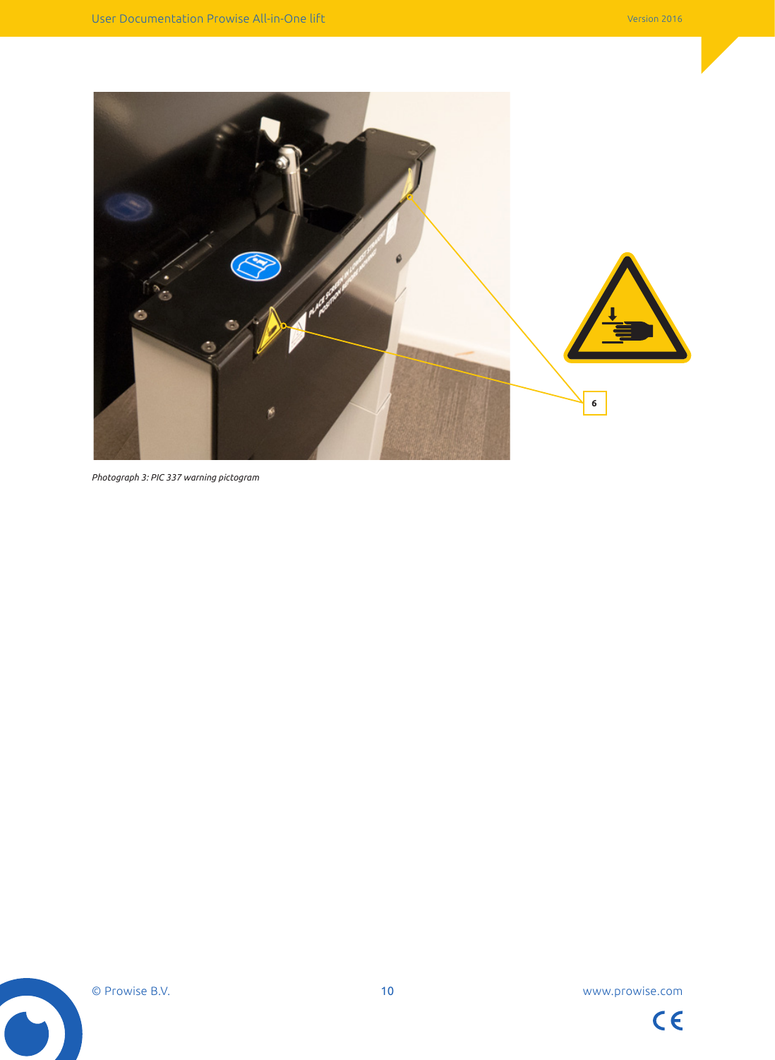*Photograph 3: PIC 337 warning pictogram*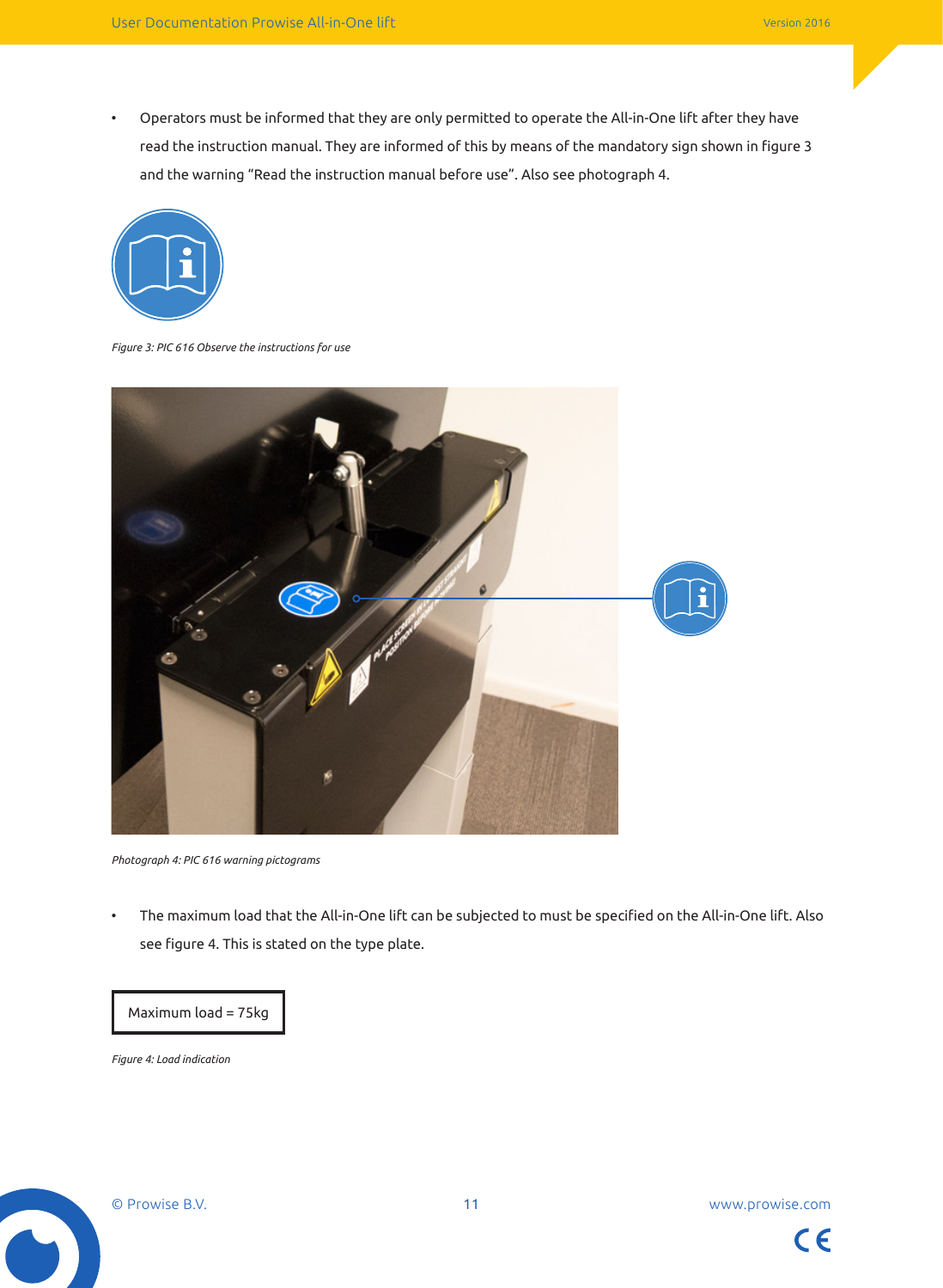- Operators must be informed that they are only permitted to operate the All-in-One lift after they have read the instruction manual. They are informed of this by means of the mandatory sign shown in figure 3 and the warning "Read the instruction manual before use". Also see photograph 4.

*Figure 3: PIC 616 Observe the instructions for use*

*Photograph 4: PIC 616 warning pictograms*

- The maximum load that the All-in-One lift can be subjected to must be specified on the All-in-One lift. Also see figure 4. This is stated on the type plate.

| Maximum load = 75kg |
|---|

*Figure 4: Load indication*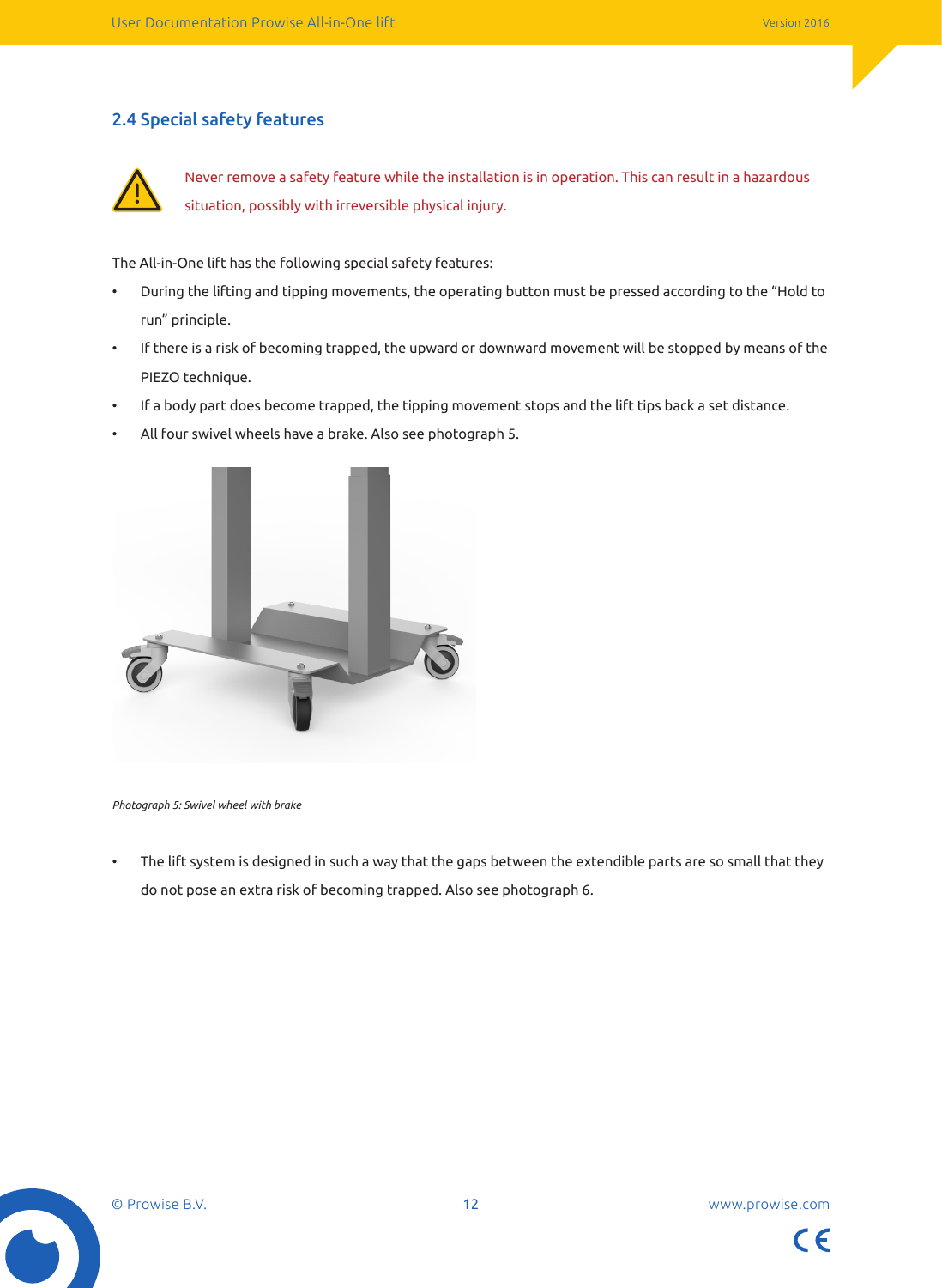## 2.4 Special safety features

Never remove a safety feature while the installation is in operation. This can result in a hazardous situation, possibly with irreversible physical injury.

The All-in-One lift has the following special safety features:

- During the lifting and tipping movements, the operating button must be pressed according to the "Hold to run" principle.
- If there is a risk of becoming trapped, the upward or downward movement will be stopped by means of the PIEZO technique.
- If a body part does become trapped, the tipping movement stops and the lift tips back a set distance.
- All four swivel wheels have a brake. Also see photograph 5.

*Photograph 5: Swivel wheel with brake*

- The lift system is designed in such a way that the gaps between the extendible parts are so small that they do not pose an extra risk of becoming trapped. Also see photograph 6.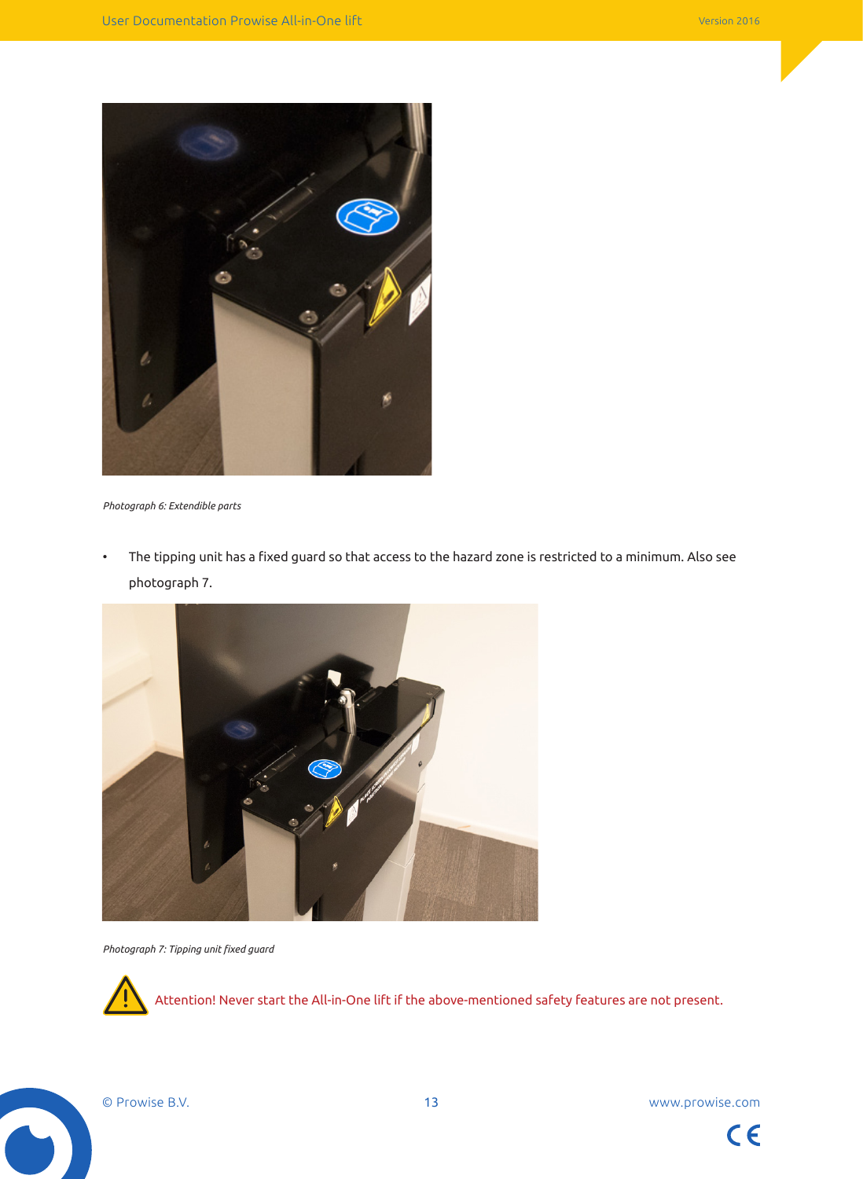*Photograph 6: Extendible parts*

- The tipping unit has a fixed guard so that access to the hazard zone is restricted to a minimum. Also see photograph 7.

*Photograph 7: Tipping unit fixed guard*

Attention! Never start the All-in-One lift if the above-mentioned safety features are not present.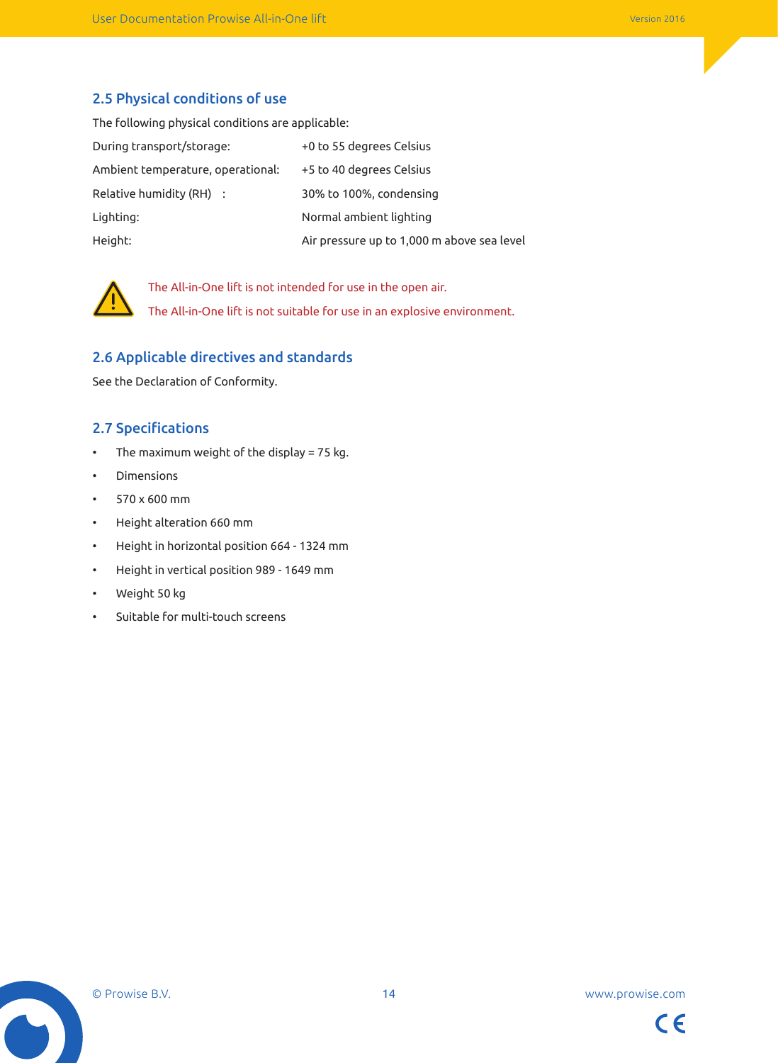## 2.5 Physical conditions of use

The following physical conditions are applicable:

| | |
|---|---|
| During transport/storage: | +0 to 55 degrees Celsius |
| Ambient temperature, operational: | +5 to 40 degrees Celsius |
| Relative humidity (RH) : | 30% to 100%, condensing |
| Lighting: | Normal ambient lighting |
| Height: | Air pressure up to 1,000 m above sea level |

⚠ The All-in-One lift is not intended for use in the open air.

The All-in-One lift is not suitable for use in an explosive environment.

## 2.6 Applicable directives and standards

See the Declaration of Conformity.

## 2.7 Specifications

- The maximum weight of the display = 75 kg.
- Dimensions
- 570 x 600 mm
- Height alteration 660 mm
- Height in horizontal position 664 - 1324 mm
- Height in vertical position 989 - 1649 mm
- Weight 50 kg
- Suitable for multi-touch screens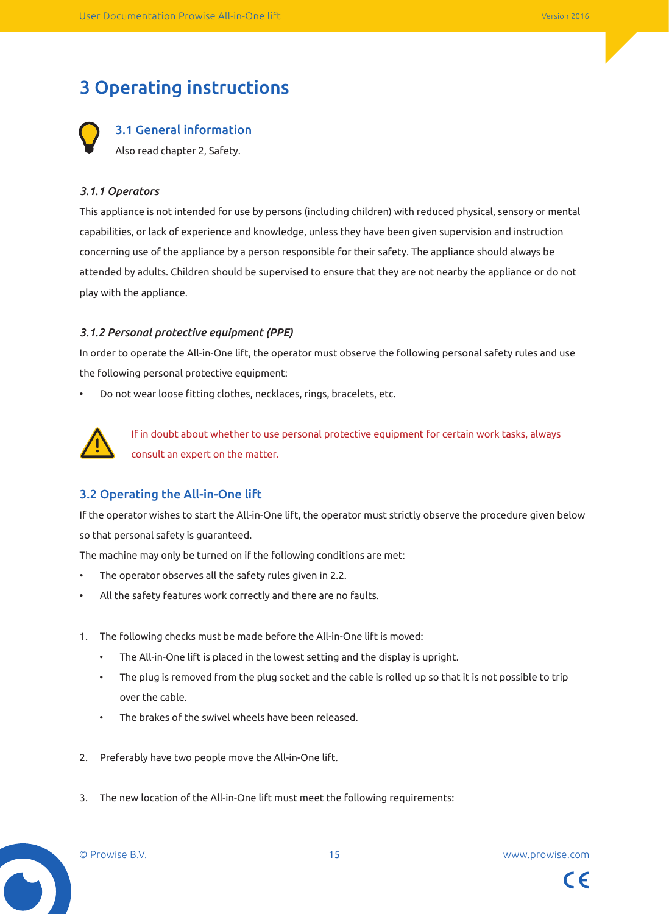# 3 Operating instructions

## 3.1 General information

Also read chapter 2, Safety.

### *3.1.1 Operators*

This appliance is not intended for use by persons (including children) with reduced physical, sensory or mental capabilities, or lack of experience and knowledge, unless they have been given supervision and instruction concerning use of the appliance by a person responsible for their safety. The appliance should always be attended by adults. Children should be supervised to ensure that they are not nearby the appliance or do not play with the appliance.

### *3.1.2 Personal protective equipment (PPE)*

In order to operate the All-in-One lift, the operator must observe the following personal safety rules and use the following personal protective equipment:

- Do not wear loose fitting clothes, necklaces, rings, bracelets, etc.

If in doubt about whether to use personal protective equipment for certain work tasks, always consult an expert on the matter.

## 3.2 Operating the All-in-One lift

If the operator wishes to start the All-in-One lift, the operator must strictly observe the procedure given below so that personal safety is guaranteed.

The machine may only be turned on if the following conditions are met:

- The operator observes all the safety rules given in 2.2.
- All the safety features work correctly and there are no faults.

1. The following checks must be made before the All-in-One lift is moved:
    - The All-in-One lift is placed in the lowest setting and the display is upright.
    - The plug is removed from the plug socket and the cable is rolled up so that it is not possible to trip over the cable.
    - The brakes of the swivel wheels have been released.

2. Preferably have two people move the All-in-One lift.

3. The new location of the All-in-One lift must meet the following requirements: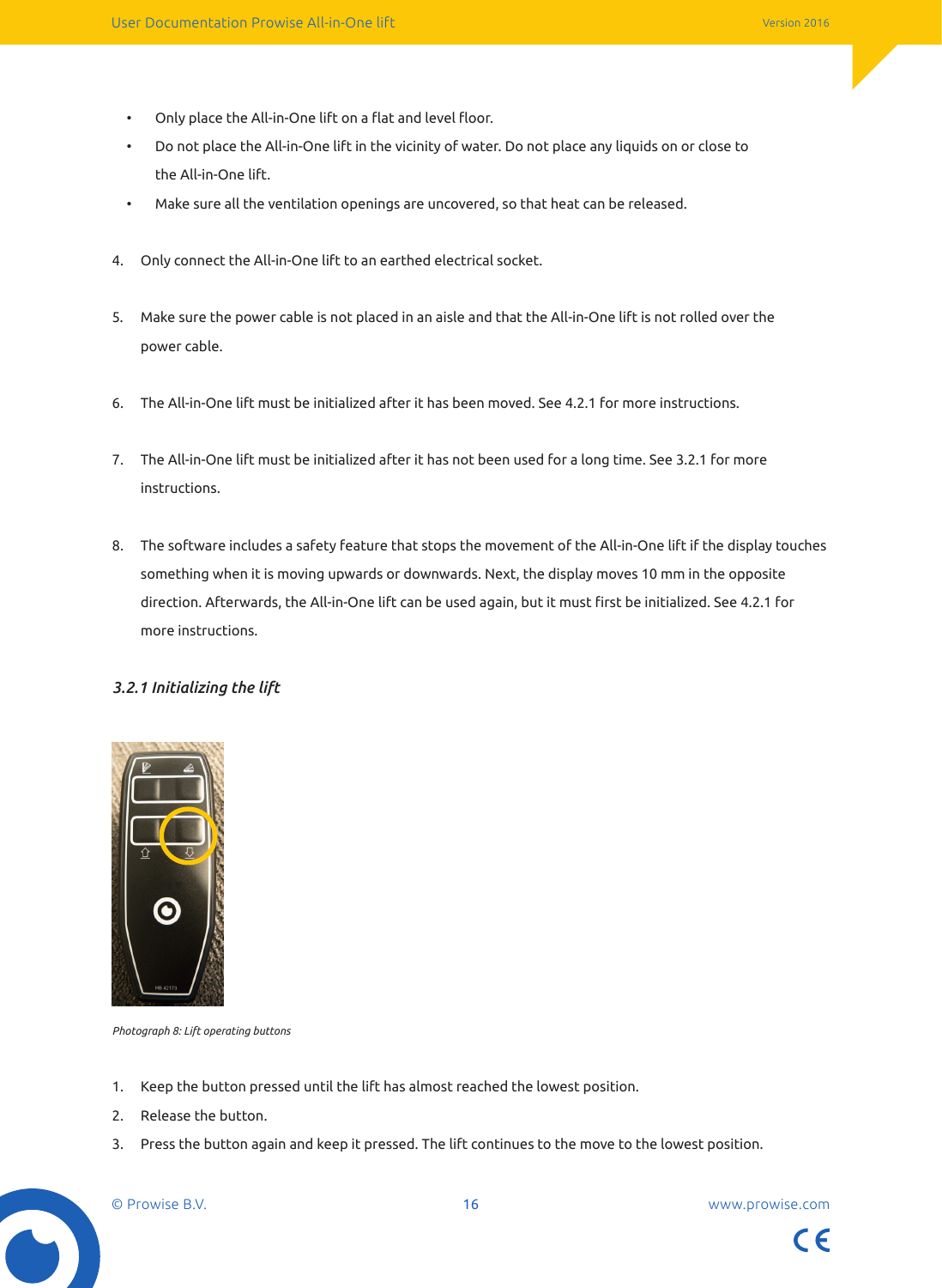- Only place the All-in-One lift on a flat and level floor.
- Do not place the All-in-One lift in the vicinity of water. Do not place any liquids on or close to the All-in-One lift.
- Make sure all the ventilation openings are uncovered, so that heat can be released.

4. Only connect the All-in-One lift to an earthed electrical socket.

5. Make sure the power cable is not placed in an aisle and that the All-in-One lift is not rolled over the power cable.

6. The All-in-One lift must be initialized after it has been moved. See 4.2.1 for more instructions.

7. The All-in-One lift must be initialized after it has not been used for a long time. See 3.2.1 for more instructions.

8. The software includes a safety feature that stops the movement of the All-in-One lift if the display touches something when it is moving upwards or downwards. Next, the display moves 10 mm in the opposite direction. Afterwards, the All-in-One lift can be used again, but it must first be initialized. See 4.2.1 for more instructions.

### *3.2.1 Initializing the lift*

*Photograph 8: Lift operating buttons*

1. Keep the button pressed until the lift has almost reached the lowest position.
2. Release the button.
3. Press the button again and keep it pressed. The lift continues to the move to the lowest position.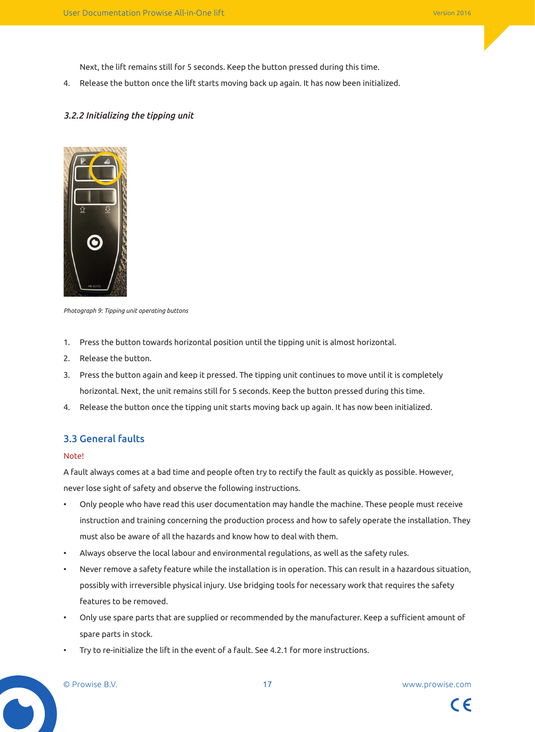Next, the lift remains still for 5 seconds. Keep the button pressed during this time.

4. Release the button once the lift starts moving back up again. It has now been initialized.

### *3.2.2 Initializing the tipping unit*

*Photograph 9: Tipping unit operating buttons*

1. Press the button towards horizontal position until the tipping unit is almost horizontal.
2. Release the button.
3. Press the button again and keep it pressed. The tipping unit continues to move until it is completely horizontal. Next, the unit remains still for 5 seconds. Keep the button pressed during this time.
4. Release the button once the tipping unit starts moving back up again. It has now been initialized.

## 3.3 General faults

Note!

A fault always comes at a bad time and people often try to rectify the fault as quickly as possible. However, never lose sight of safety and observe the following instructions.

- Only people who have read this user documentation may handle the machine. These people must receive instruction and training concerning the production process and how to safely operate the installation. They must also be aware of all the hazards and know how to deal with them.
- Always observe the local labour and environmental regulations, as well as the safety rules.
- Never remove a safety feature while the installation is in operation. This can result in a hazardous situation, possibly with irreversible physical injury. Use bridging tools for necessary work that requires the safety features to be removed.
- Only use spare parts that are supplied or recommended by the manufacturer. Keep a sufficient amount of spare parts in stock.
- Try to re-initialize the lift in the event of a fault. See 4.2.1 for more instructions.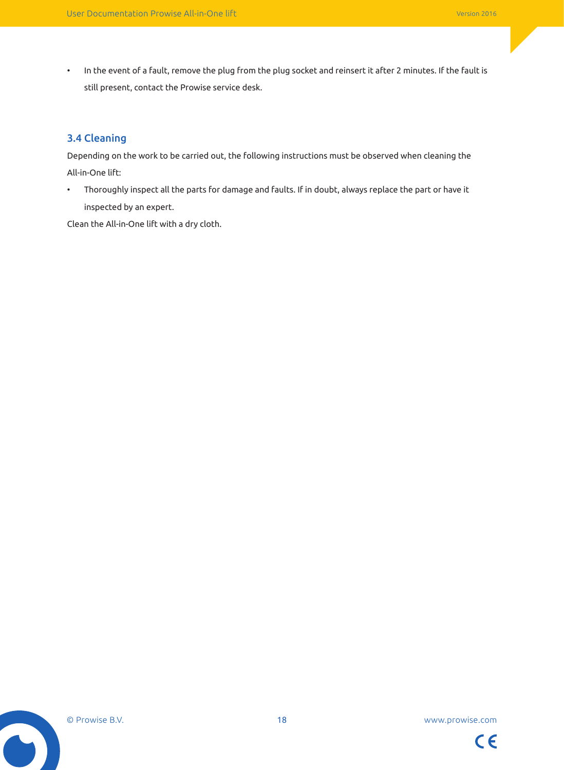- In the event of a fault, remove the plug from the plug socket and reinsert it after 2 minutes. If the fault is still present, contact the Prowise service desk.

## 3.4 Cleaning

Depending on the work to be carried out, the following instructions must be observed when cleaning the All-in-One lift:

- Thoroughly inspect all the parts for damage and faults. If in doubt, always replace the part or have it inspected by an expert.

Clean the All-in-One lift with a dry cloth.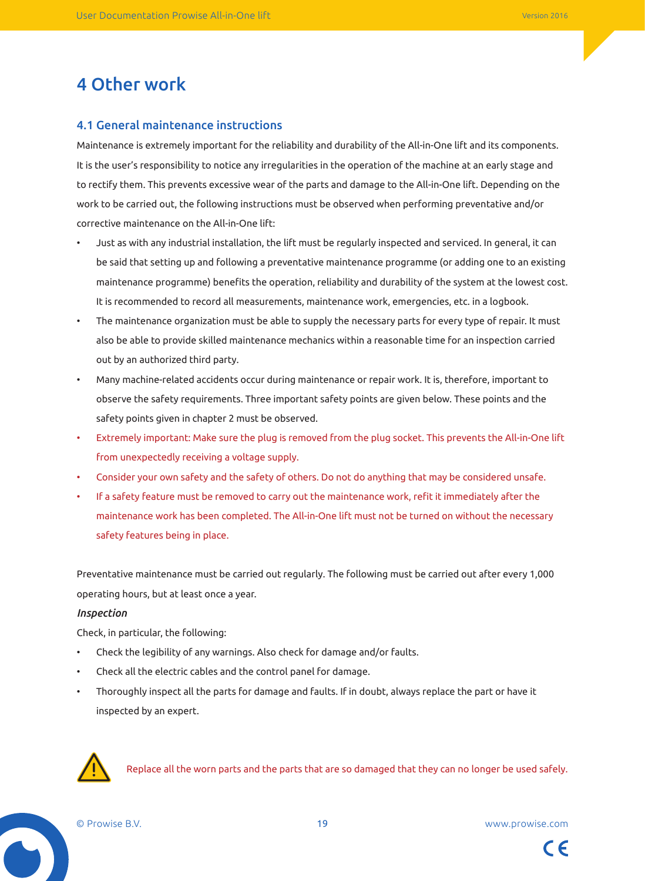# 4 Other work

## 4.1 General maintenance instructions

Maintenance is extremely important for the reliability and durability of the All-in-One lift and its components. It is the user's responsibility to notice any irregularities in the operation of the machine at an early stage and to rectify them. This prevents excessive wear of the parts and damage to the All-in-One lift. Depending on the work to be carried out, the following instructions must be observed when performing preventative and/or corrective maintenance on the All-in-One lift:

- Just as with any industrial installation, the lift must be regularly inspected and serviced. In general, it can be said that setting up and following a preventative maintenance programme (or adding one to an existing maintenance programme) benefits the operation, reliability and durability of the system at the lowest cost. It is recommended to record all measurements, maintenance work, emergencies, etc. in a logbook.
- The maintenance organization must be able to supply the necessary parts for every type of repair. It must also be able to provide skilled maintenance mechanics within a reasonable time for an inspection carried out by an authorized third party.
- Many machine-related accidents occur during maintenance or repair work. It is, therefore, important to observe the safety requirements. Three important safety points are given below. These points and the safety points given in chapter 2 must be observed.
- Extremely important: Make sure the plug is removed from the plug socket. This prevents the All-in-One lift from unexpectedly receiving a voltage supply.
- Consider your own safety and the safety of others. Do not do anything that may be considered unsafe.
- If a safety feature must be removed to carry out the maintenance work, refit it immediately after the maintenance work has been completed. The All-in-One lift must not be turned on without the necessary safety features being in place.

Preventative maintenance must be carried out regularly. The following must be carried out after every 1,000 operating hours, but at least once a year.

*Inspection*

Check, in particular, the following:

- Check the legibility of any warnings. Also check for damage and/or faults.
- Check all the electric cables and the control panel for damage.
- Thoroughly inspect all the parts for damage and faults. If in doubt, always replace the part or have it inspected by an expert.

⚠ Replace all the worn parts and the parts that are so damaged that they can no longer be used safely.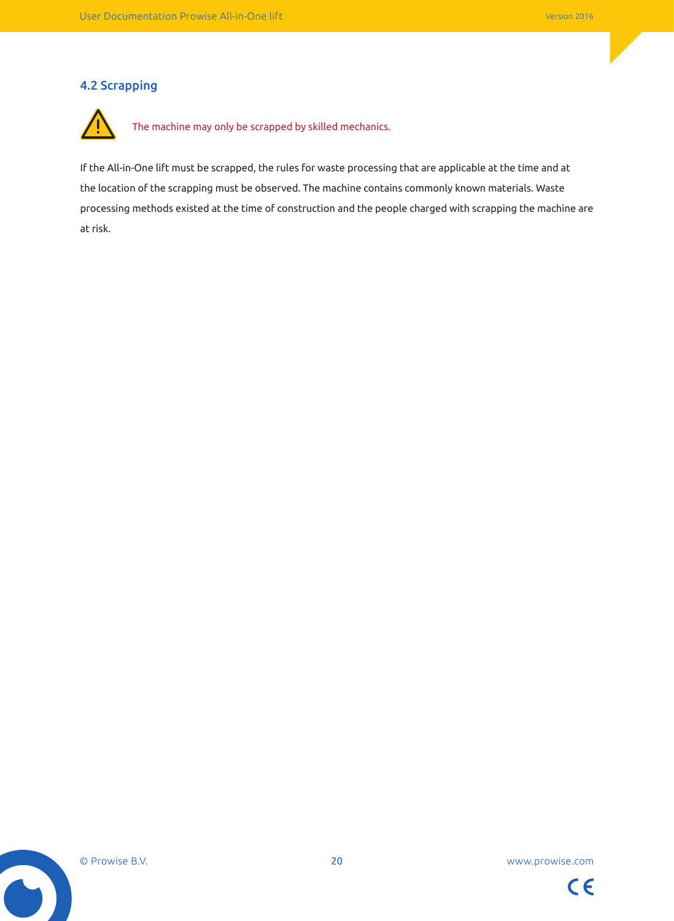## 4.2 Scrapping

The machine may only be scrapped by skilled mechanics.

If the All-in-One lift must be scrapped, the rules for waste processing that are applicable at the time and at the location of the scrapping must be observed. The machine contains commonly known materials. Waste processing methods existed at the time of construction and the people charged with scrapping the machine are at risk.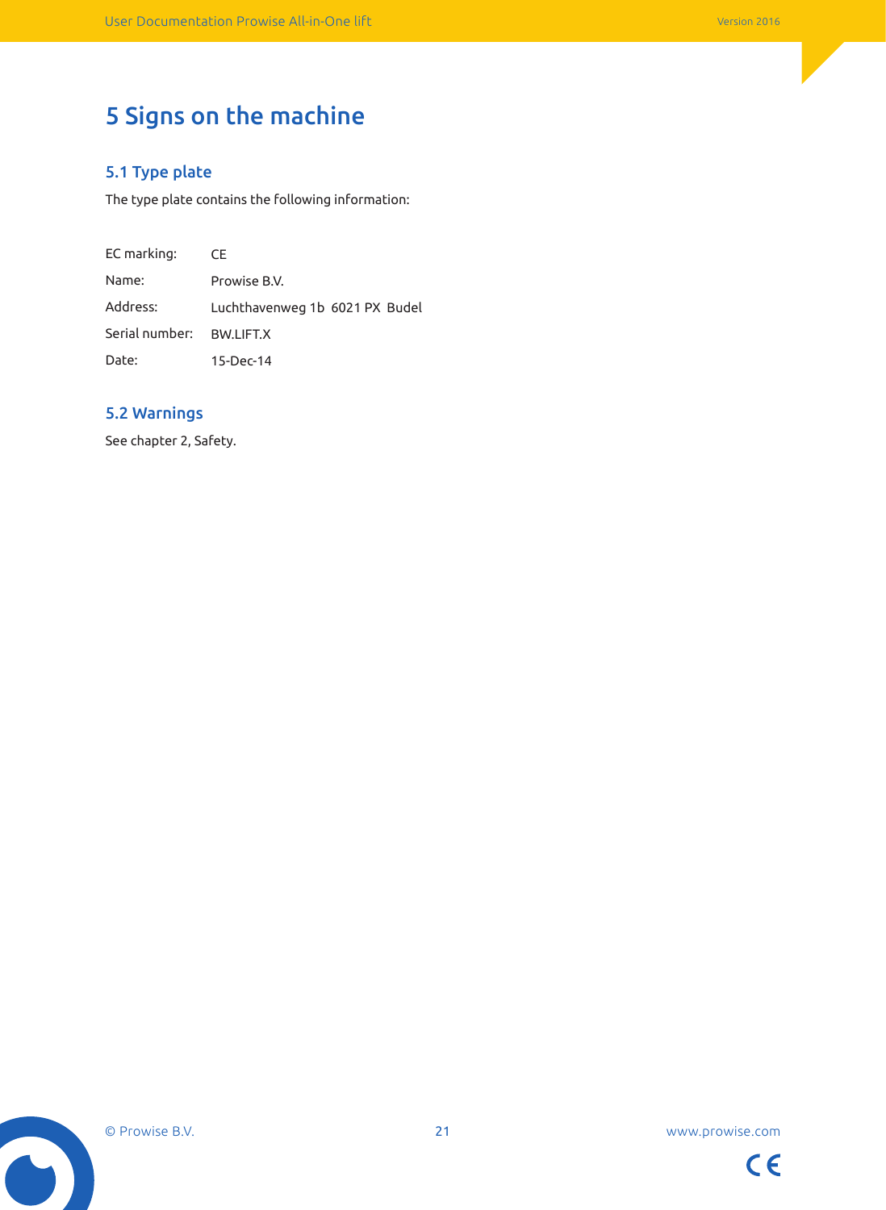# 5 Signs on the machine

## 5.1 Type plate

The type plate contains the following information:

| | |
|---|---|
| EC marking: | CE |
| Name: | Prowise B.V. |
| Address: | Luchthavenweg 1b 6021 PX Budel |
| Serial number: | BW.LIFT.X |
| Date: | 15-Dec-14 |

## 5.2 Warnings

See chapter 2, Safety.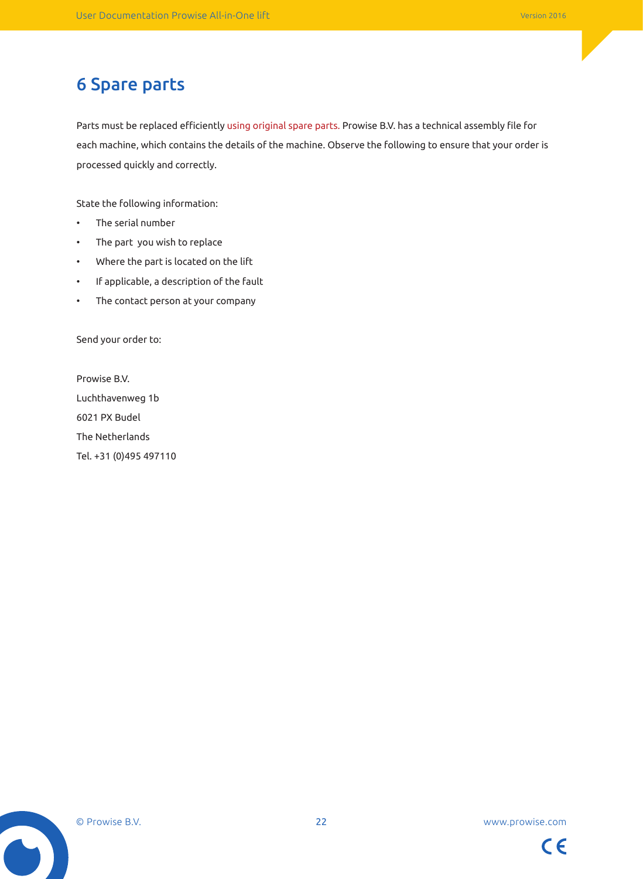# 6 Spare parts

Parts must be replaced efficiently using original spare parts. Prowise B.V. has a technical assembly file for each machine, which contains the details of the machine. Observe the following to ensure that your order is processed quickly and correctly.

State the following information:

- The serial number
- The part you wish to replace
- Where the part is located on the lift
- If applicable, a description of the fault
- The contact person at your company

Send your order to:

Prowise B.V.
Luchthavenweg 1b
6021 PX Budel
The Netherlands
Tel. +31 (0)495 497110